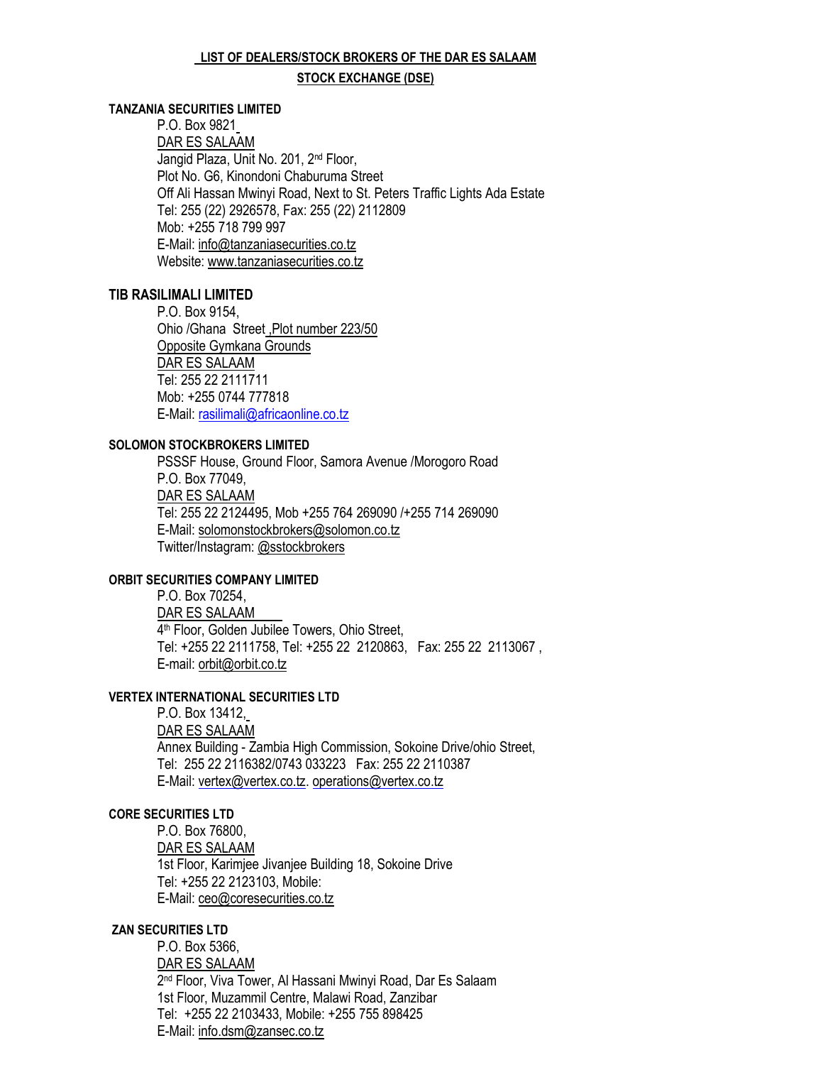## LIST OF DEALERS/STOCK BROKERS OF THE DAR ES SALAAM STOCK EXCHANGE (DSE)

**TANZANIA SECURITIES LIMITED**

P.O. Box 9821
DAR ES SALAAM
Jangid Plaza, Unit No. 201, 2nd Floor,
Plot No. G6, Kinondoni Chaburuma Street
Off Ali Hassan Mwinyi Road, Next to St. Peters Traffic Lights Ada Estate
Tel: 255 (22) 2926578, Fax: 255 (22) 2112809
Mob: +255 718 799 997
E-Mail: info@tanzaniasecurities.co.tz
Website: www.tanzaniasecurities.co.tz

**TIB RASILIMALI LIMITED**

P.O. Box 9154,
Ohio /Ghana Street ,Plot number 223/50
Opposite Gymkana Grounds
DAR ES SALAAM
Tel: 255 22 2111711
Mob: +255 0744 777818
E-Mail: rasilimali@africaonline.co.tz

**SOLOMON STOCKBROKERS LIMITED**

PSSSF House, Ground Floor, Samora Avenue /Morogoro Road
P.O. Box 77049,
DAR ES SALAAM
Tel: 255 22 2124495, Mob +255 764 269090 /+255 714 269090
E-Mail: solomonstockbrokers@solomon.co.tz
Twitter/Instagram: @sstockbrokers

**ORBIT SECURITIES COMPANY LIMITED**

P.O. Box 70254,
DAR ES SALAAM
4th Floor, Golden Jubilee Towers, Ohio Street,
Tel: +255 22 2111758, Tel: +255 22 2120863, Fax: 255 22 2113067 ,
E-mail: orbit@orbit.co.tz

**VERTEX INTERNATIONAL SECURITIES LTD**

P.O. Box 13412,
DAR ES SALAAM
Annex Building - Zambia High Commission, Sokoine Drive/ohio Street,
Tel: 255 22 2116382/0743 033223 Fax: 255 22 2110387
E-Mail: vertex@vertex.co.tz. operations@vertex.co.tz

**CORE SECURITIES LTD**

P.O. Box 76800,
DAR ES SALAAM
1st Floor, Karimjee Jivanjee Building 18, Sokoine Drive
Tel: +255 22 2123103, Mobile:
E-Mail: ceo@coresecurities.co.tz

**ZAN SECURITIES LTD**

P.O. Box 5366,
DAR ES SALAAM
2nd Floor, Viva Tower, Al Hassani Mwinyi Road, Dar Es Salaam
1st Floor, Muzammil Centre, Malawi Road, Zanzibar
Tel: +255 22 2103433, Mobile: +255 755 898425
E-Mail: info.dsm@zansec.co.tz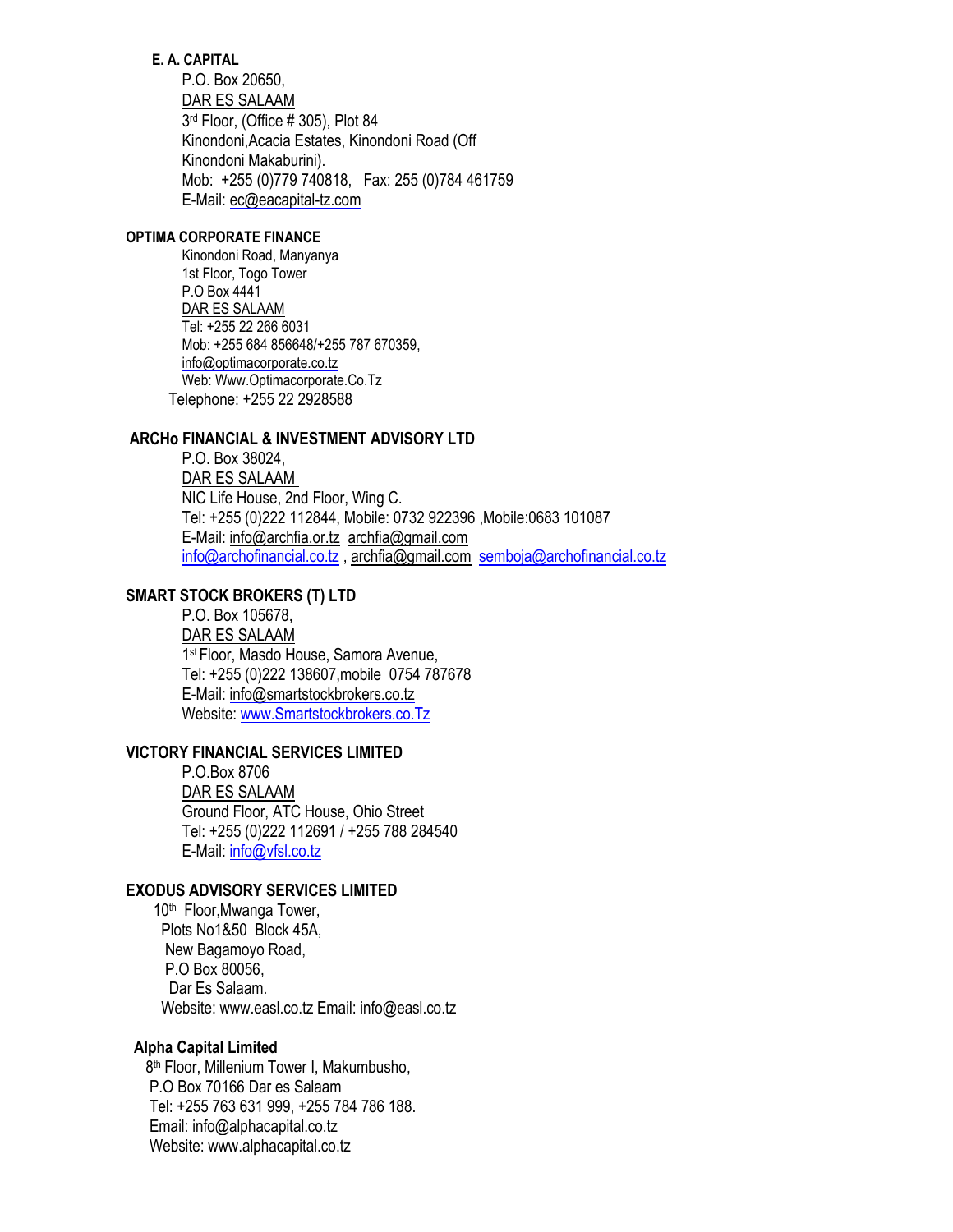**E. A. CAPITAL**

P.O. Box 20650,
DAR ES SALAAM
3rd Floor, (Office # 305), Plot 84
Kinondoni,Acacia Estates, Kinondoni Road (Off
Kinondoni Makaburini).
Mob: +255 (0)779 740818, Fax: 255 (0)784 461759
E-Mail: ec@eacapital-tz.com

**OPTIMA CORPORATE FINANCE**

Kinondoni Road, Manyanya
1st Floor, Togo Tower
P.O Box 4441
DAR ES SALAAM
Tel: +255 22 266 6031
Mob: +255 684 856648/+255 787 670359,
info@optimacorporate.co.tz
Web: Www.Optimacorporate.Co.Tz
Telephone: +255 22 2928588

**ARCHo FINANCIAL & INVESTMENT ADVISORY LTD**

P.O. Box 38024,
DAR ES SALAAM
NIC Life House, 2nd Floor, Wing C.
Tel: +255 (0)222 112844, Mobile: 0732 922396 ,Mobile:0683 101087
E-Mail: info@archfia.or.tz archfia@gmail.com
info@archofinancial.co.tz , archfia@gmail.com semboja@archofinancial.co.tz

**SMART STOCK BROKERS (T) LTD**

P.O. Box 105678,
DAR ES SALAAM
1st Floor, Masdo House, Samora Avenue,
Tel: +255 (0)222 138607,mobile 0754 787678
E-Mail: info@smartstockbrokers.co.tz
Website: www.Smartstockbrokers.co.Tz

**VICTORY FINANCIAL SERVICES LIMITED**

P.O.Box 8706
DAR ES SALAAM
Ground Floor, ATC House, Ohio Street
Tel: +255 (0)222 112691 / +255 788 284540
E-Mail: info@vfsl.co.tz

**EXODUS ADVISORY SERVICES LIMITED**

10th Floor,Mwanga Tower,
Plots No1&50 Block 45A,
New Bagamoyo Road,
P.O Box 80056,
Dar Es Salaam.
Website: www.easl.co.tz Email: info@easl.co.tz

**Alpha Capital Limited**

8th Floor, Millenium Tower I, Makumbusho,
P.O Box 70166 Dar es Salaam
Tel: +255 763 631 999, +255 784 786 188.
Email: info@alphacapital.co.tz
Website: www.alphacapital.co.tz